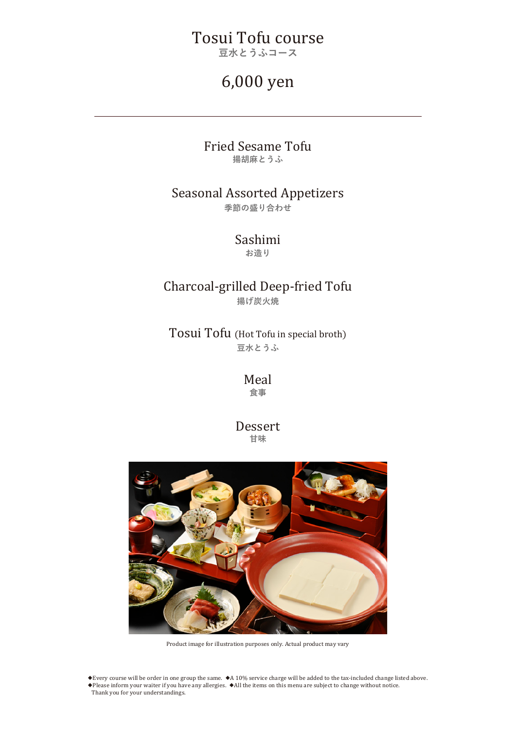# Tosui Tofu course
豆水とうふコース

## 6,000 yen

---

### Fried Sesame Tofu
揚胡麻とうふ

### Seasonal Assorted Appetizers
季節の盛り合わせ

### Sashimi
お造り

### Charcoal-grilled Deep-fried Tofu
揚げ炭火焼

### Tosui Tofu (Hot Tofu in special broth)
豆水とうふ

### Meal
食事

### Dessert
甘味

Product image for illustration purposes only. Actual product may vary

◆Every course will be order in one group the same. ◆A 10% service charge will be added to the tax-included change listed above.
◆Please inform your waiter if you have any allergies. ◆All the items on this menu are subject to change without notice.
Thank you for your understandings.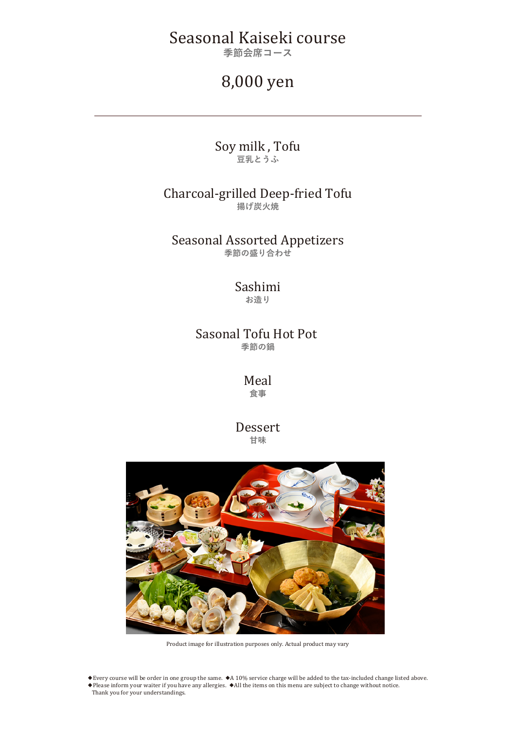# Seasonal Kaiseki course
季節会席コース

## 8,000 yen

---

**Soy milk , Tofu**
豆乳とうふ

**Charcoal-grilled Deep-fried Tofu**
揚げ炭火焼

**Seasonal Assorted Appetizers**
季節の盛り合わせ

**Sashimi**
お造り

**Sasonal Tofu Hot Pot**
季節の鍋

**Meal**
食事

**Dessert**
甘味

Product image for illustration purposes only. Actual product may vary

◆Every course will be order in one group the same. ◆A 10% service charge will be added to the tax-included change listed above.
◆Please inform your waiter if you have any allergies. ◆All the items on this menu are subject to change without notice.
Thank you for your understandings.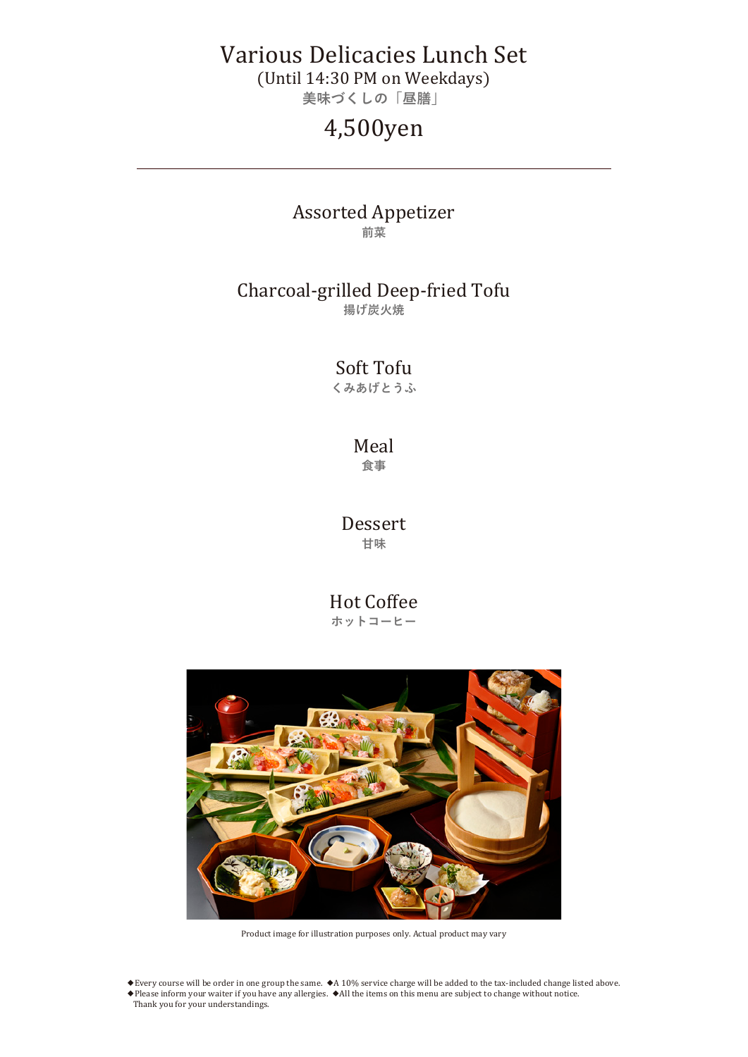# Various Delicacies Lunch Set

(Until 14:30 PM on Weekdays)

美味づくしの「昼膳」

## 4,500yen

---

### Assorted Appetizer
前菜

### Charcoal-grilled Deep-fried Tofu
揚げ炭火焼

### Soft Tofu
くみあげとうふ

### Meal
食事

### Dessert
甘味

### Hot Coffee
ホットコーヒー

Product image for illustration purposes only. Actual product may vary

◆Every course will be order in one group the same. ◆A 10% service charge will be added to the tax-included change listed above.
◆Please inform your waiter if you have any allergies. ◆All the items on this menu are subject to change without notice.
Thank you for your understandings.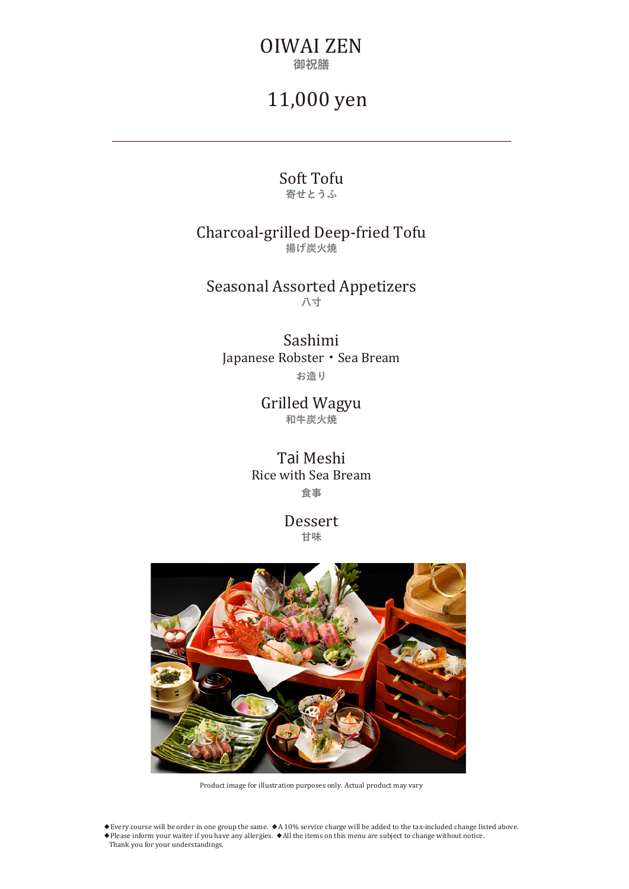# OIWAI ZEN

御祝膳

## 11,000 yen

---

### Soft Tofu

寄せとうふ

### Charcoal-grilled Deep-fried Tofu

揚げ炭火焼

### Seasonal Assorted Appetizers

八寸

### Sashimi

Japanese Robster・Sea Bream

お造り

### Grilled Wagyu

和牛炭火焼

### Tai Meshi

Rice with Sea Bream

食事

### Dessert

甘味

Product image for illustration purposes only. Actual product may vary

◆Every course will be order in one group the same. ◆A 10% service charge will be added to the tax-included change listed above.
◆Please inform your waiter if you have any allergies. ◆All the items on this menu are subject to change without notice.
Thank you for your understandings.